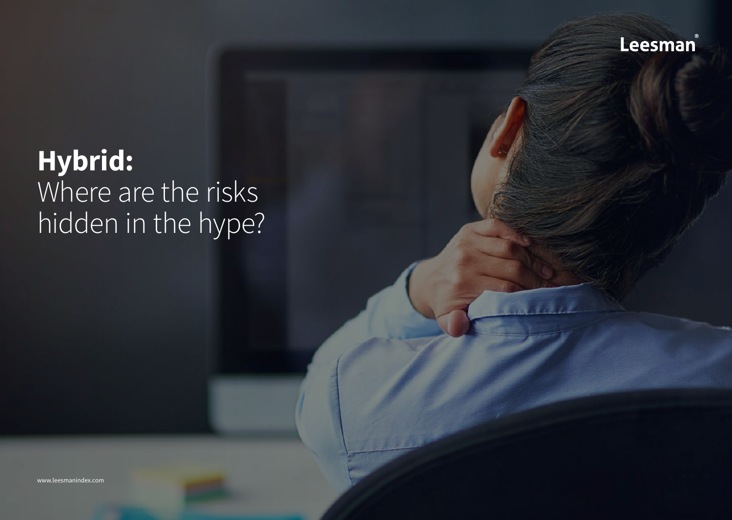Leesman®

# **Hybrid:** Where are the risks hidden in the hype?

www.leesmanindex.com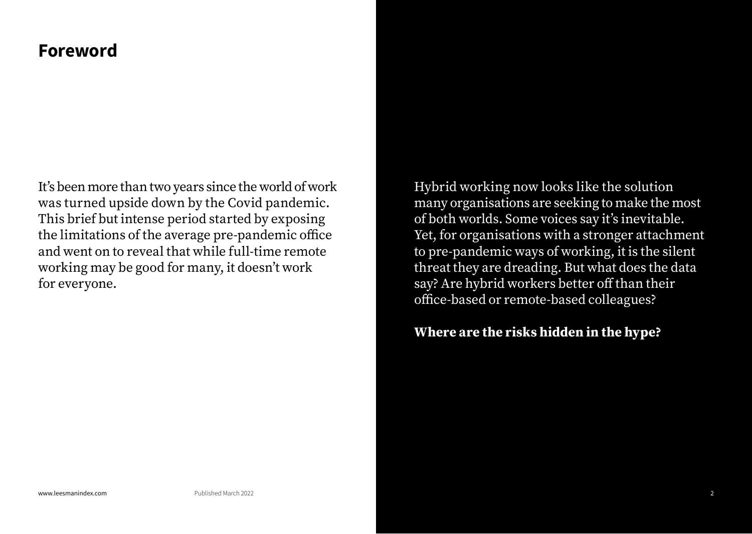# Foreword

It's been more than two years since the world of work was turned upside down by the Covid pandemic. This brief but intense period started by exposing the limitations of the average pre-pandemic office and went on to reveal that while full-time remote working may be good for many, it doesn't work for everyone.

Hybrid working now looks like the solution many organisations are seeking to make the most of both worlds. Some voices say it's inevitable. Yet, for organisations with a stronger attachment to pre-pandemic ways of working, it is the silent threat they are dreading. But what does the data say? Are hybrid workers better off than their office-based or remote-based colleagues?

**Where are the risks hidden in the hype?**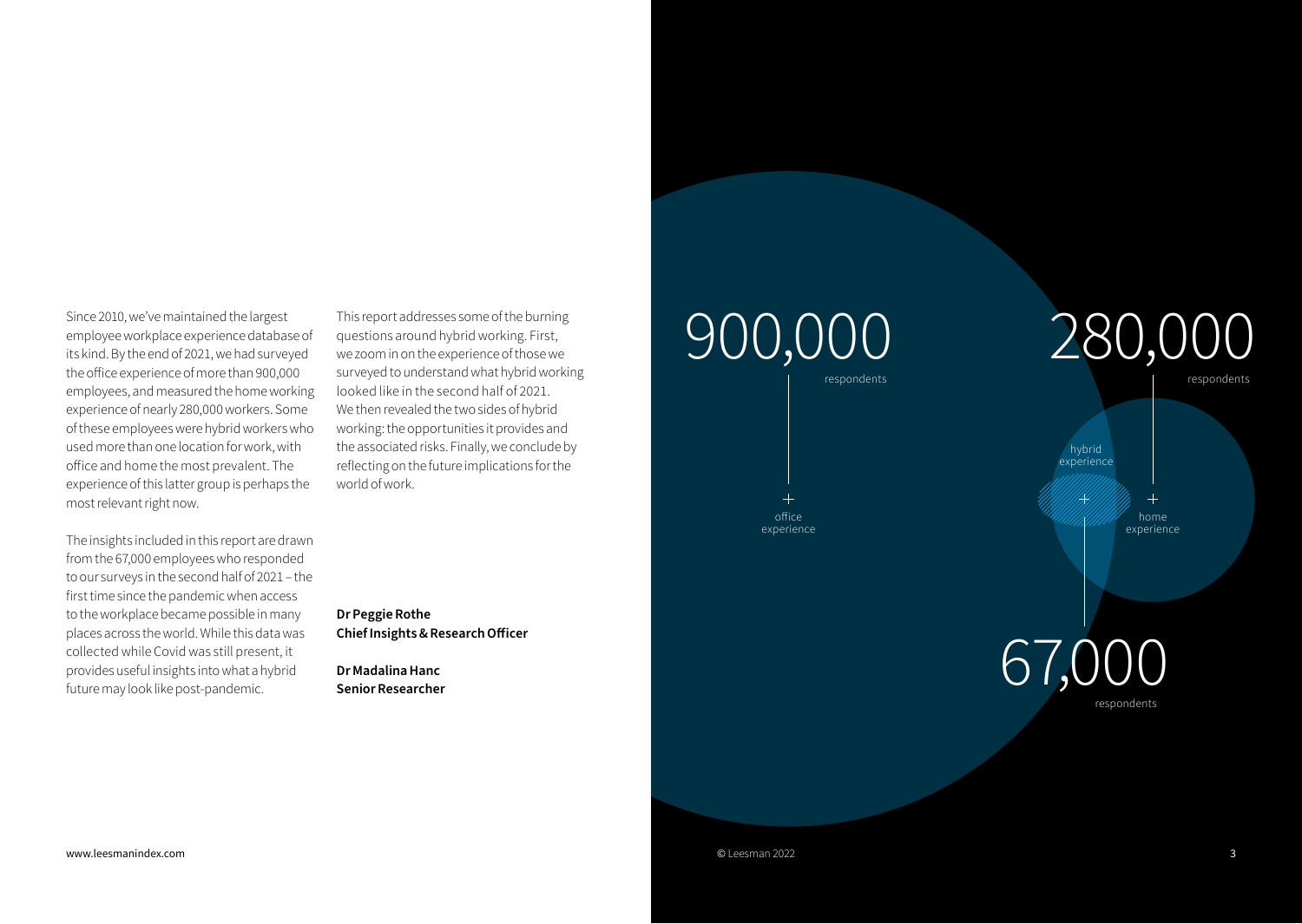Since 2010, we've maintained the largest employee workplace experience database of its kind. By the end of 2021, we had surveyed the office experience of more than 900,000 employees, and measured the home working experience of nearly 280,000 workers. Some of these employees were hybrid workers who used more than one location for work, with office and home the most prevalent. The experience of this latter group is perhaps the most relevant right now.

The insights included in this report are drawn from the 67,000 employees who responded to our surveys in the second half of 2021 – the first time since the pandemic when access to the workplace became possible in many places across the world. While this data was collected while Covid was still present, it provides useful insights into what a hybrid future may look like post-pandemic.

This report addresses some of the burning questions around hybrid working. First, we zoom in on the experience of those we surveyed to understand what hybrid working looked like in the second half of 2021. We then revealed the two sides of hybrid working: the opportunities it provides and the associated risks. Finally, we conclude by reflecting on the future implications for the world of work.

**Dr Peggie Rothe**
**Chief Insights & Research Officer**

**Dr Madalina Hanc**
**Senior Researcher**

900,000 respondents — office experience

280,000 respondents — home experience

67,000 respondents — hybrid experience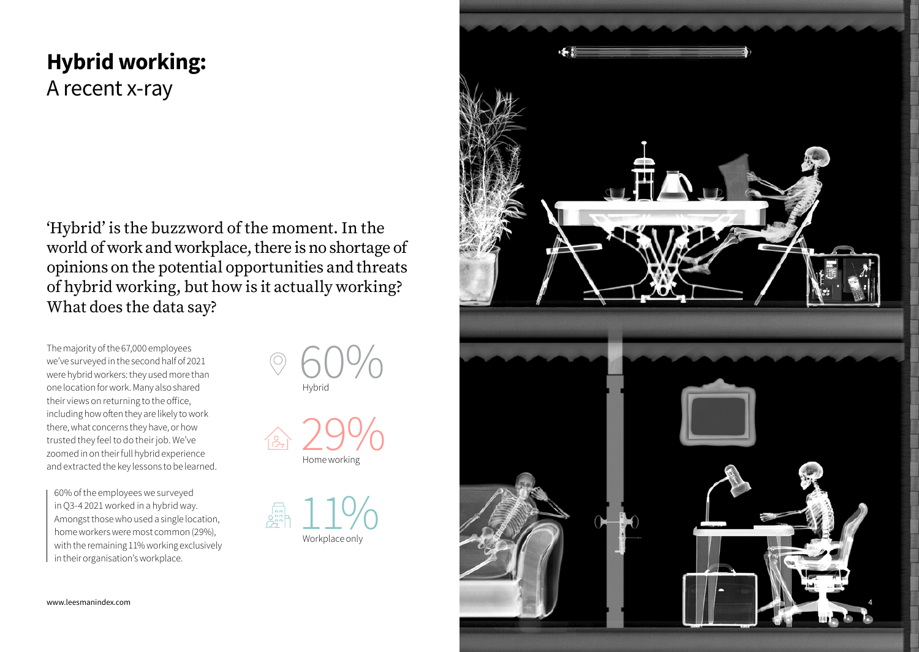# Hybrid working:
## A recent x-ray

'Hybrid' is the buzzword of the moment. In the world of work and workplace, there is no shortage of opinions on the potential opportunities and threats of hybrid working, but how is it actually working? What does the data say?

The majority of the 67,000 employees we've surveyed in the second half of 2021 were hybrid workers: they used more than one location for work. Many also shared their views on returning to the office, including how often they are likely to work there, what concerns they have, or how trusted they feel to do their job. We've zoomed in on their full hybrid experience and extracted the key lessons to be learned.

60% of the employees we surveyed in Q3-4 2021 worked in a hybrid way. Amongst those who used a single location, home workers were most common (29%), with the remaining 11% working exclusively in their organisation's workplace.

60%
Hybrid

29%
Home working

11%
Workplace only

www.leesmanindex.com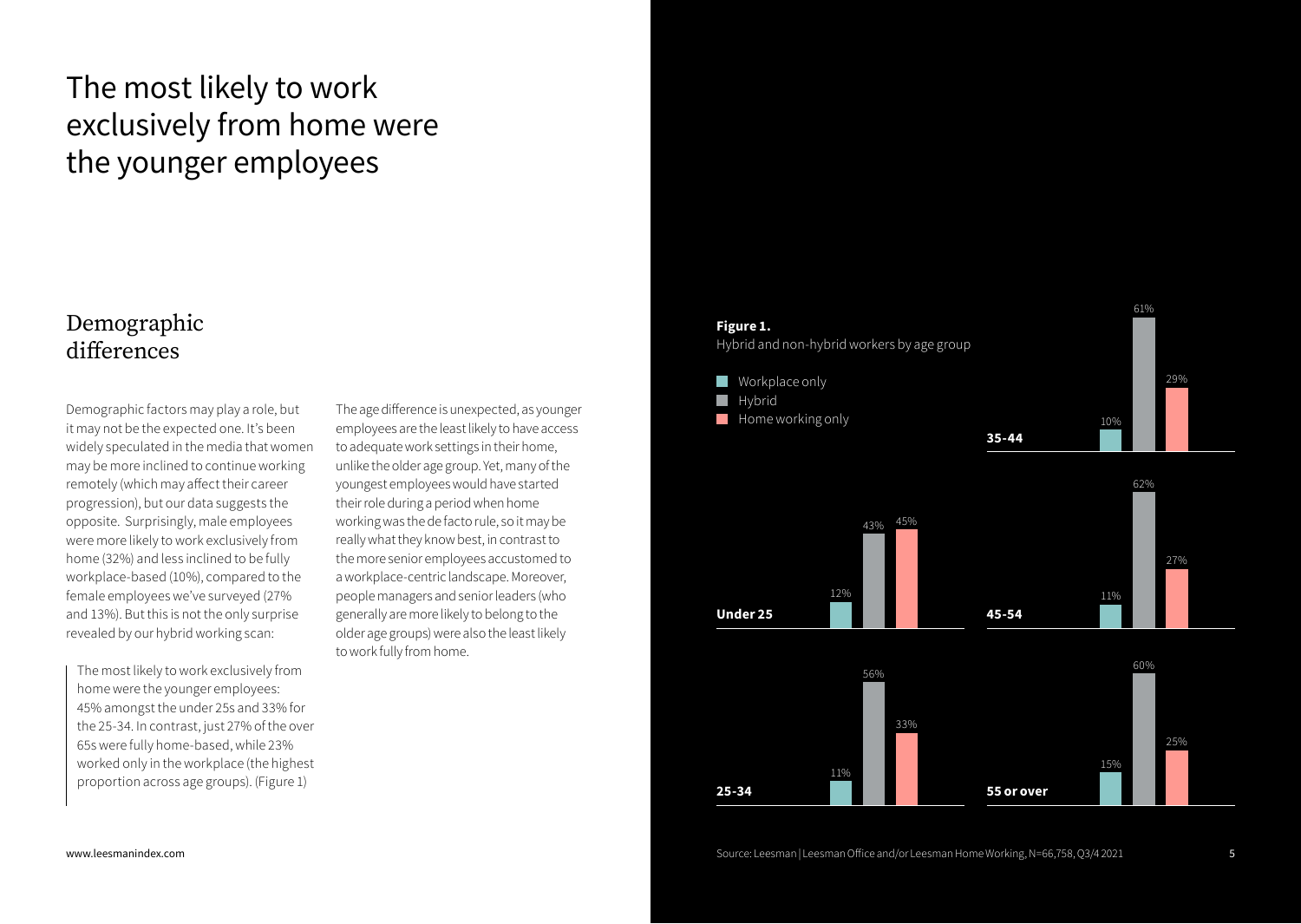# The most likely to work exclusively from home were the younger employees

## Demographic differences

Demographic factors may play a role, but it may not be the expected one. It's been widely speculated in the media that women may be more inclined to continue working remotely (which may affect their career progression), but our data suggests the opposite. Surprisingly, male employees were more likely to work exclusively from home (32%) and less inclined to be fully workplace-based (10%), compared to the female employees we've surveyed (27% and 13%). But this is not the only surprise revealed by our hybrid working scan:

> The most likely to work exclusively from home were the younger employees: 45% amongst the under 25s and 33% for the 25-34. In contrast, just 27% of the over 65s were fully home-based, while 23% worked only in the workplace (the highest proportion across age groups). (Figure 1)

The age difference is unexpected, as younger employees are the least likely to have access to adequate work settings in their home, unlike the older age group. Yet, many of the youngest employees would have started their role during a period when home working was the de facto rule, so it may be really what they know best, in contrast to the more senior employees accustomed to a workplace-centric landscape. Moreover, people managers and senior leaders (who generally are more likely to belong to the older age groups) were also the least likely to work fully from home.

**Figure 1.**
Hybrid and non-hybrid workers by age group

| Age group | Workplace only | Hybrid | Home working only |
|---|---|---|---|
| Under 25 | 12% | 43% | 45% |
| 25-34 | 11% | 56% | 33% |
| 35-44 | 10% | 61% | 29% |
| 45-54 | 11% | 62% | 27% |
| 55 or over | 15% | 60% | 25% |

Source: Leesman | Leesman Office and/or Leesman Home Working, N=66,758, Q3/4 2021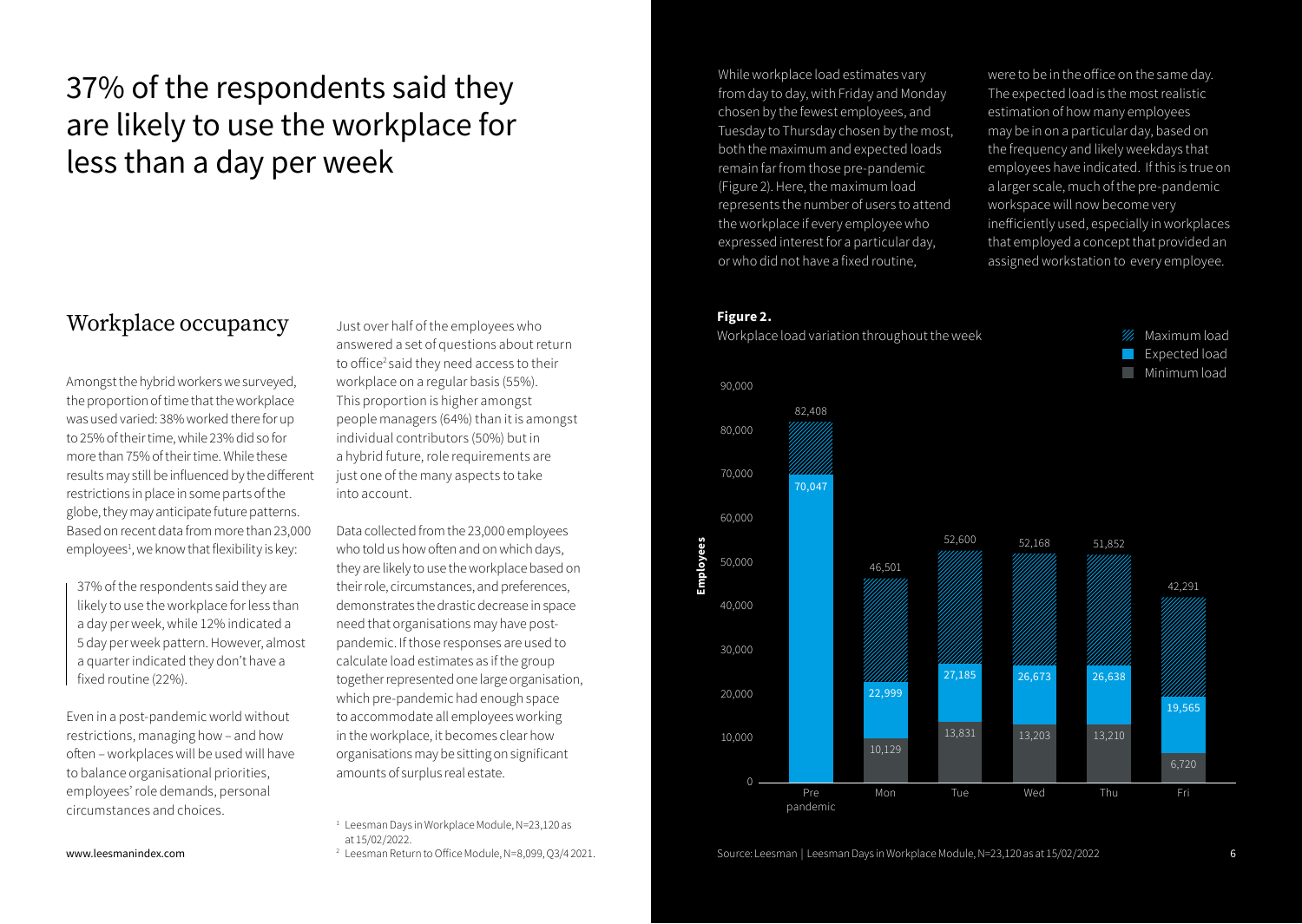# 37% of the respondents said they are likely to use the workplace for less than a day per week

## Workplace occupancy

Amongst the hybrid workers we surveyed, the proportion of time that the workplace was used varied: 38% worked there for up to 25% of their time, while 23% did so for more than 75% of their time. While these results may still be influenced by the different restrictions in place in some parts of the globe, they may anticipate future patterns. Based on recent data from more than 23,000 employees[1], we know that flexibility is key:

> 37% of the respondents said they are likely to use the workplace for less than a day per week, while 12% indicated a 5 day per week pattern. However, almost a quarter indicated they don't have a fixed routine (22%).

Even in a post-pandemic world without restrictions, managing how – and how often – workplaces will be used will have to balance organisational priorities, employees' role demands, personal circumstances and choices.

Just over half of the employees who answered a set of questions about return to office[2] said they need access to their workplace on a regular basis (55%). This proportion is higher amongst people managers (64%) than it is amongst individual contributors (50%) but in a hybrid future, role requirements are just one of the many aspects to take into account.

Data collected from the 23,000 employees who told us how often and on which days, they are likely to use the workplace based on their role, circumstances, and preferences, demonstrates the drastic decrease in space need that organisations may have post-pandemic. If those responses are used to calculate load estimates as if the group together represented one large organisation, which pre-pandemic had enough space to accommodate all employees working in the workplace, it becomes clear how organisations may be sitting on significant amounts of surplus real estate.

[1] Leesman Days in Workplace Module, N=23,120 as at 15/02/2022.

[2] Leesman Return to Office Module, N=8,099, Q3/4 2021.

While workplace load estimates vary from day to day, with Friday and Monday chosen by the fewest employees, and Tuesday to Thursday chosen by the most, both the maximum and expected loads remain far from those pre-pandemic (Figure 2). Here, the maximum load represents the number of users to attend the workplace if every employee who expressed interest for a particular day, or who did not have a fixed routine, were to be in the office on the same day. The expected load is the most realistic estimation of how many employees may be in on a particular day, based on the frequency and likely weekdays that employees have indicated. If this is true on a larger scale, much of the pre-pandemic workspace will now become very inefficiently used, especially in workplaces that employed a concept that provided an assigned workstation to every employee.

**Figure 2.**

Workplace load variation throughout the week

| Employees | Maximum load | Expected load | Minimum load |
|---|---|---|---|
| Pre pandemic | 82,408 | 70,047 | |
| Mon | 46,501 | 22,999 | 10,129 |
| Tue | 52,600 | 27,185 | 13,831 |
| Wed | 52,168 | 26,673 | 13,203 |
| Thu | 51,852 | 26,638 | 13,210 |
| Fri | 42,291 | 19,565 | 6,720 |

Source: Leesman | Leesman Days in Workplace Module, N=23,120 as at 15/02/2022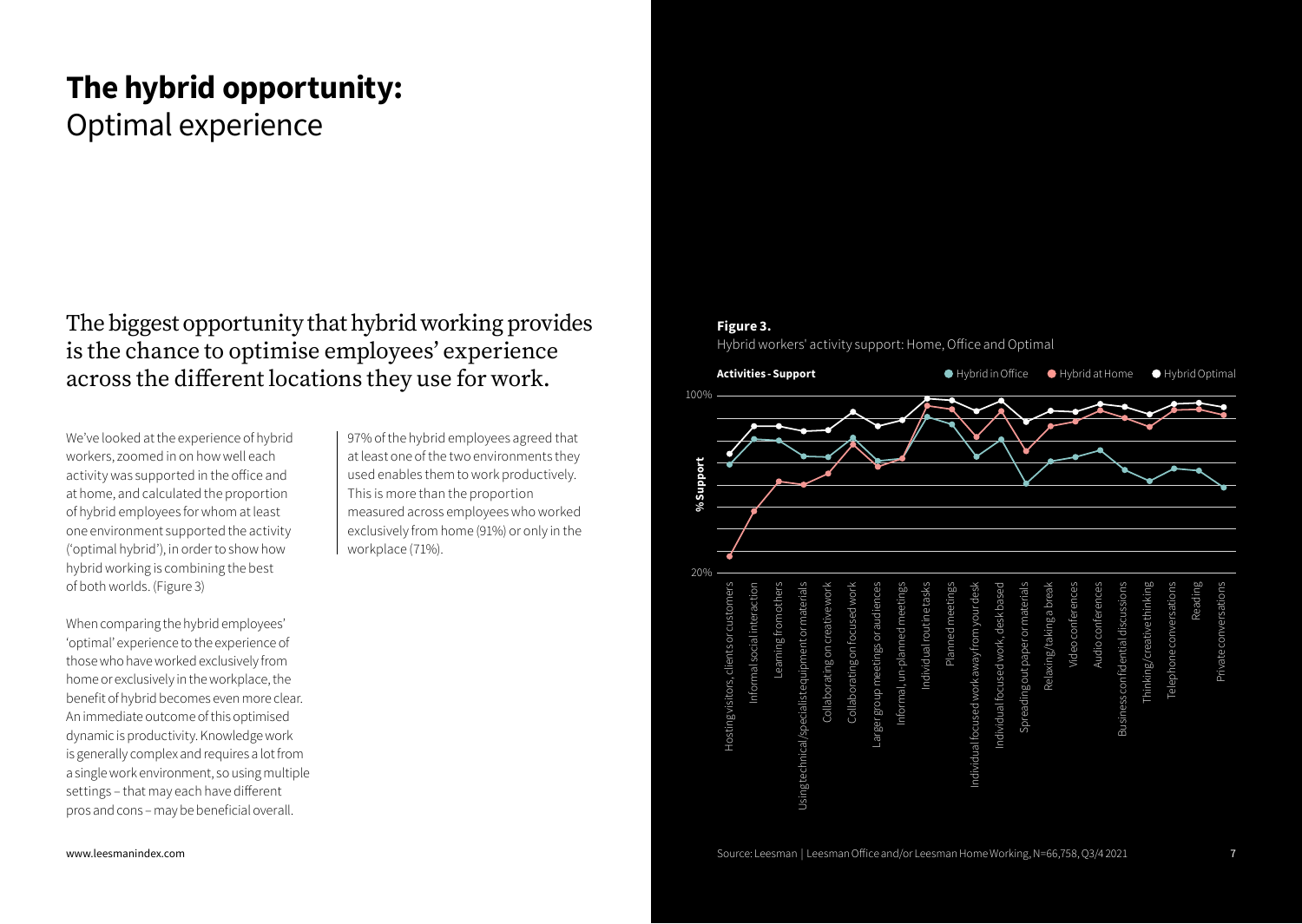# **The hybrid opportunity:** Optimal experience

## The biggest opportunity that hybrid working provides is the chance to optimise employees' experience across the different locations they use for work.

We've looked at the experience of hybrid workers, zoomed in on how well each activity was supported in the office and at home, and calculated the proportion of hybrid employees for whom at least one environment supported the activity ('optimal hybrid'), in order to show how hybrid working is combining the best of both worlds. (Figure 3)

When comparing the hybrid employees' 'optimal' experience to the experience of those who have worked exclusively from home or exclusively in the workplace, the benefit of hybrid becomes even more clear. An immediate outcome of this optimised dynamic is productivity. Knowledge work is generally complex and requires a lot from a single work environment, so using multiple settings – that may each have different pros and cons – may be beneficial overall.

97% of the hybrid employees agreed that at least one of the two environments they used enables them to work productively. This is more than the proportion measured across employees who worked exclusively from home (91%) or only in the workplace (71%).

**Figure 3.**
Hybrid workers' activity support: Home, Office and Optimal

**Activities - Support** — Hybrid in Office · Hybrid at Home · Hybrid Optimal

% Support (20%–100%)

Activities: Hosting visitors, clients or customers; Informal social interaction; Learning from others; Using technical/specialist equipment or materials; Collaborating on creative work; Collaborating on focused work; Larger group meetings or audiences; Informal, un-planned meetings; Individual routine tasks; Planned meetings; Individual focused work away from your desk; Individual focused work, desk based; Spreading out paper or materials; Relaxing/taking a break; Video conferences; Audio conferences; Business confidential discussions; Thinking/creative thinking; Telephone conversations; Reading; Private conversations

Source: Leesman | Leesman Office and/or Leesman Home Working, N=66,758, Q3/4 2021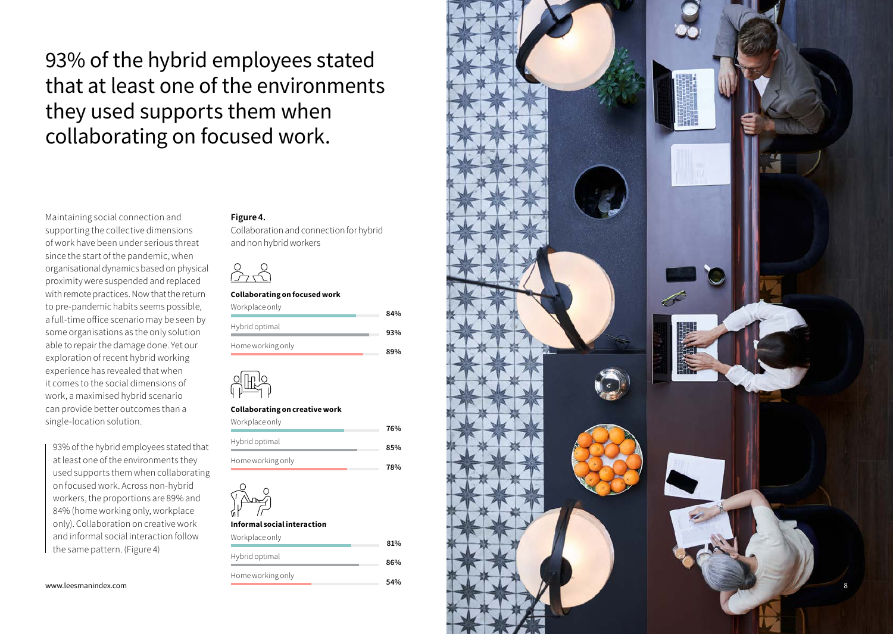# 93% of the hybrid employees stated that at least one of the environments they used supports them when collaborating on focused work.

Maintaining social connection and supporting the collective dimensions of work have been under serious threat since the start of the pandemic, when organisational dynamics based on physical proximity were suspended and replaced with remote practices. Now that the return to pre-pandemic habits seems possible, a full-time office scenario may be seen by some organisations as the only solution able to repair the damage done. Yet our exploration of recent hybrid working experience has revealed that when it comes to the social dimensions of work, a maximised hybrid scenario can provide better outcomes than a single-location solution.

> 93% of the hybrid employees stated that at least one of the environments they used supports them when collaborating on focused work. Across non-hybrid workers, the proportions are 89% and 84% (home working only, workplace only). Collaboration on creative work and informal social interaction follow the same pattern. (Figure 4)

**Figure 4.**

Collaboration and connection for hybrid and non hybrid workers

**Collaborating on focused work**

| | |
|---|---|
| Workplace only | 84% |
| Hybrid optimal | 93% |
| Home working only | 89% |

**Collaborating on creative work**

| | |
|---|---|
| Workplace only | 76% |
| Hybrid optimal | 85% |
| Home working only | 78% |

**Informal social interaction**

| | |
|---|---|
| Workplace only | 81% |
| Hybrid optimal | 86% |
| Home working only | 54% |

www.leesmanindex.com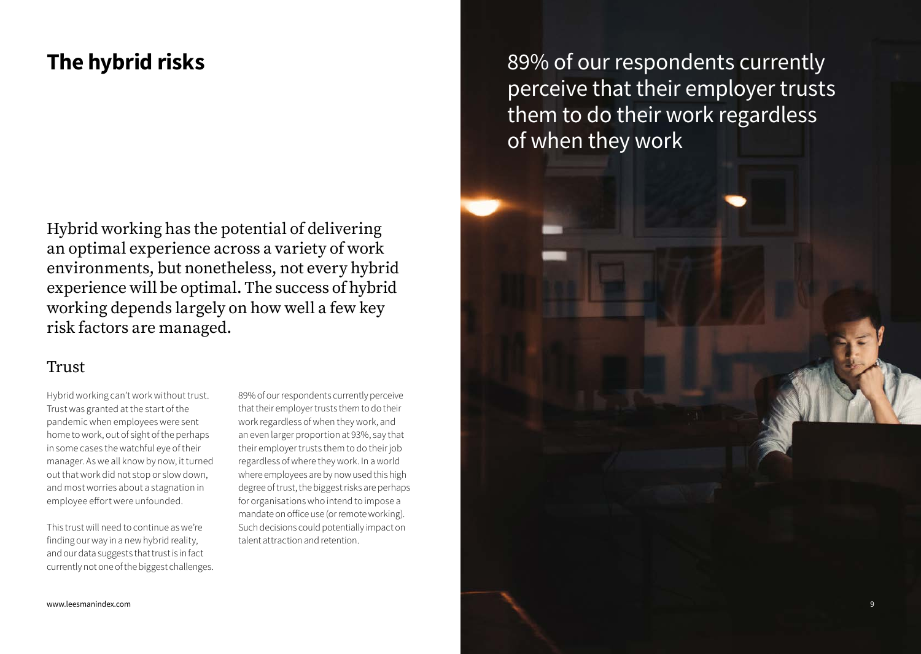# The hybrid risks

Hybrid working has the potential of delivering an optimal experience across a variety of work environments, but nonetheless, not every hybrid experience will be optimal. The success of hybrid working depends largely on how well a few key risk factors are managed.

## Trust

Hybrid working can't work without trust. Trust was granted at the start of the pandemic when employees were sent home to work, out of sight of the perhaps in some cases the watchful eye of their manager. As we all know by now, it turned out that work did not stop or slow down, and most worries about a stagnation in employee effort were unfounded.

This trust will need to continue as we're finding our way in a new hybrid reality, and our data suggests that trust is in fact currently not one of the biggest challenges.

89% of our respondents currently perceive that their employer trusts them to do their work regardless of when they work, and an even larger proportion at 93%, say that their employer trusts them to do their job regardless of where they work. In a world where employees are by now used this high degree of trust, the biggest risks are perhaps for organisations who intend to impose a mandate on office use (or remote working). Such decisions could potentially impact on talent attraction and retention.

89% of our respondents currently perceive that their employer trusts them to do their work regardless of when they work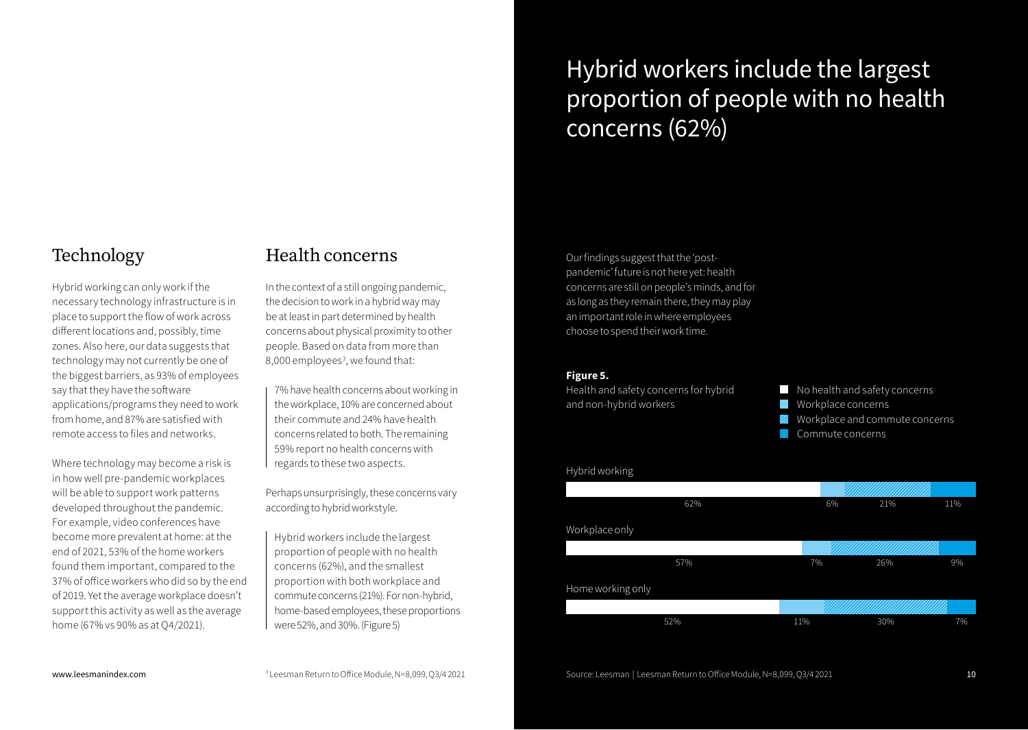## Technology

Hybrid working can only work if the necessary technology infrastructure is in place to support the flow of work across different locations and, possibly, time zones. Also here, our data suggests that technology may not currently be one of the biggest barriers, as 93% of employees say that they have the software applications/programs they need to work from home, and 87% are satisfied with remote access to files and networks.

Where technology may become a risk is in how well pre-pandemic workplaces will be able to support work patterns developed throughout the pandemic. For example, video conferences have become more prevalent at home: at the end of 2021, 53% of the home workers found them important, compared to the 37% of office workers who did so by the end of 2019. Yet the average workplace doesn't support this activity as well as the average home (67% vs 90% as at Q4/2021).

## Health concerns

In the context of a still ongoing pandemic, the decision to work in a hybrid way may be at least in part determined by health concerns about physical proximity to other people. Based on data from more than 8,000 employees[3], we found that:

> 7% have health concerns about working in the workplace, 10% are concerned about their commute and 24% have health concerns related to both. The remaining 59% report no health concerns with regards to these two aspects.

Perhaps unsurprisingly, these concerns vary according to hybrid workstyle.

> Hybrid workers include the largest proportion of people with no health concerns (62%), and the smallest proportion with both workplace and commute concerns (21%). For non-hybrid, home-based employees, these proportions were 52%, and 30%. (Figure 5)

[3] Leesman Return to Office Module, N=8,099, Q3/4 2021

# Hybrid workers include the largest proportion of people with no health concerns (62%)

Our findings suggest that the 'post-pandemic' future is not here yet: health concerns are still on people's minds, and for as long as they remain there, they may play an important role in where employees choose to spend their work time.

**Figure 5.**
Health and safety concerns for hybrid and non-hybrid workers

| | No health and safety concerns | Workplace concerns | Workplace and commute concerns | Commute concerns |
| --- | --- | --- | --- | --- |
| Hybrid working | 62% | 6% | 21% | 11% |
| Workplace only | 57% | 7% | 26% | 9% |
| Home working only | 52% | 11% | 30% | 7% |

Source: Leesman | Leesman Return to Office Module, N=8,099, Q3/4 2021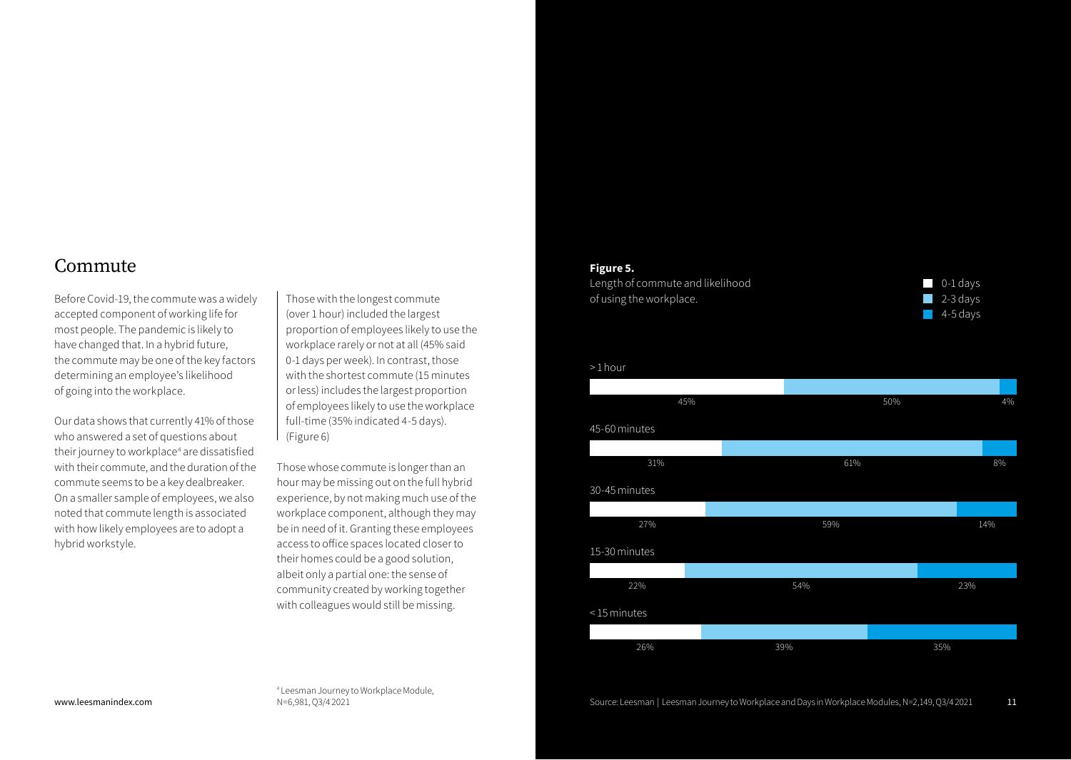## Commute

Before Covid-19, the commute was a widely accepted component of working life for most people. The pandemic is likely to have changed that. In a hybrid future, the commute may be one of the key factors determining an employee's likelihood of going into the workplace.

Our data shows that currently 41% of those who answered a set of questions about their journey to workplace[4] are dissatisfied with their commute, and the duration of the commute seems to be a key dealbreaker. On a smaller sample of employees, we also noted that commute length is associated with how likely employees are to adopt a hybrid workstyle.

Those with the longest commute (over 1 hour) included the largest proportion of employees likely to use the workplace rarely or not at all (45% said 0-1 days per week). In contrast, those with the shortest commute (15 minutes or less) includes the largest proportion of employees likely to use the workplace full-time (35% indicated 4-5 days). (Figure 6)

Those whose commute is longer than an hour may be missing out on the full hybrid experience, by not making much use of the workplace component, although they may be in need of it. Granting these employees access to office spaces located closer to their homes could be a good solution, albeit only a partial one: the sense of community created by working together with colleagues would still be missing.

[4] Leesman Journey to Workplace Module, N=6,981, Q3/4 2021

**Figure 5.**
Length of commute and likelihood of using the workplace.

| Commute length | 0-1 days | 2-3 days | 4-5 days |
| --- | --- | --- | --- |
| > 1 hour | 45% | 50% | 4% |
| 45-60 minutes | 31% | 61% | 8% |
| 30-45 minutes | 27% | 59% | 14% |
| 15-30 minutes | 22% | 54% | 23% |
| < 15 minutes | 26% | 39% | 35% |

Source: Leesman | Leesman Journey to Workplace and Days in Workplace Modules, N=2,149, Q3/4 2021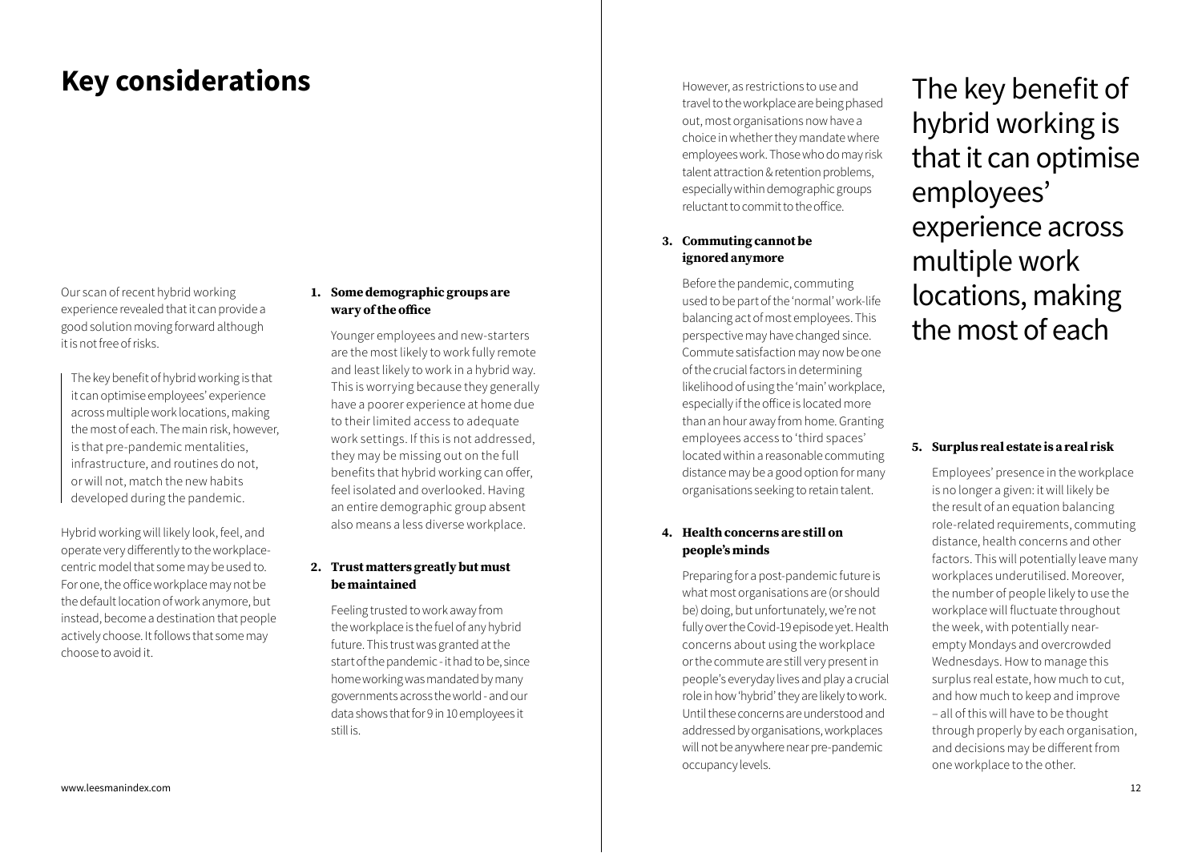# Key considerations

Our scan of recent hybrid working experience revealed that it can provide a good solution moving forward although it is not free of risks.

> The key benefit of hybrid working is that it can optimise employees' experience across multiple work locations, making the most of each. The main risk, however, is that pre-pandemic mentalities, infrastructure, and routines do not, or will not, match the new habits developed during the pandemic.

Hybrid working will likely look, feel, and operate very differently to the workplace-centric model that some may be used to. For one, the office workplace may not be the default location of work anymore, but instead, become a destination that people actively choose. It follows that some may choose to avoid it.

**1. Some demographic groups are wary of the office**

Younger employees and new-starters are the most likely to work fully remote and least likely to work in a hybrid way. This is worrying because they generally have a poorer experience at home due to their limited access to adequate work settings. If this is not addressed, they may be missing out on the full benefits that hybrid working can offer, feel isolated and overlooked. Having an entire demographic group absent also means a less diverse workplace.

**2. Trust matters greatly but must be maintained**

Feeling trusted to work away from the workplace is the fuel of any hybrid future. This trust was granted at the start of the pandemic - it had to be, since home working was mandated by many governments across the world - and our data shows that for 9 in 10 employees it still is.

However, as restrictions to use and travel to the workplace are being phased out, most organisations now have a choice in whether they mandate where employees work. Those who do may risk talent attraction & retention problems, especially within demographic groups reluctant to commit to the office.

**3. Commuting cannot be ignored anymore**

Before the pandemic, commuting used to be part of the 'normal' work-life balancing act of most employees. This perspective may have changed since. Commute satisfaction may now be one of the crucial factors in determining likelihood of using the 'main' workplace, especially if the office is located more than an hour away from home. Granting employees access to 'third spaces' located within a reasonable commuting distance may be a good option for many organisations seeking to retain talent.

**4. Health concerns are still on people's minds**

Preparing for a post-pandemic future is what most organisations are (or should be) doing, but unfortunately, we're not fully over the Covid-19 episode yet. Health concerns about using the workplace or the commute are still very present in people's everyday lives and play a crucial role in how 'hybrid' they are likely to work. Until these concerns are understood and addressed by organisations, workplaces will not be anywhere near pre-pandemic occupancy levels.

## The key benefit of hybrid working is that it can optimise employees' experience across multiple work locations, making the most of each

**5. Surplus real estate is a real risk**

Employees' presence in the workplace is no longer a given: it will likely be the result of an equation balancing role-related requirements, commuting distance, health concerns and other factors. This will potentially leave many workplaces underutilised. Moreover, the number of people likely to use the workplace will fluctuate throughout the week, with potentially near-empty Mondays and overcrowded Wednesdays. How to manage this surplus real estate, how much to cut, and how much to keep and improve – all of this will have to be thought through properly by each organisation, and decisions may be different from one workplace to the other.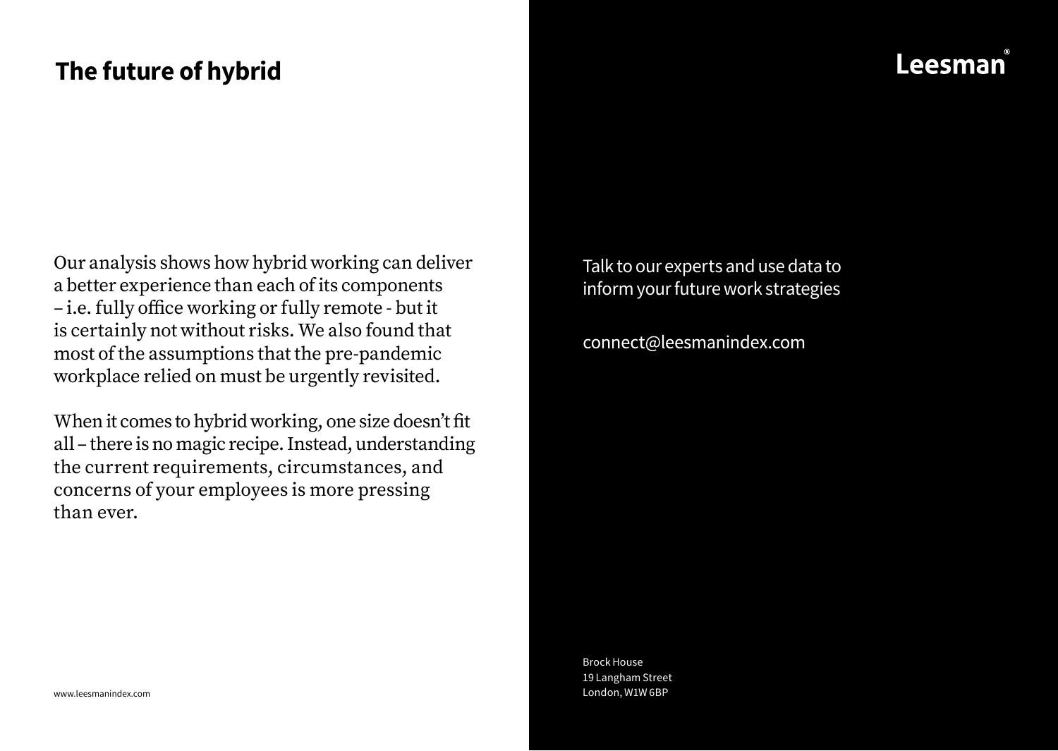# The future of hybrid

Our analysis shows how hybrid working can deliver a better experience than each of its components – i.e. fully office working or fully remote - but it is certainly not without risks. We also found that most of the assumptions that the pre-pandemic workplace relied on must be urgently revisited.

When it comes to hybrid working, one size doesn't fit all – there is no magic recipe. Instead, understanding the current requirements, circumstances, and concerns of your employees is more pressing than ever.

www.leesmanindex.com

**Leesman®**

Talk to our experts and use data to inform your future work strategies

connect@leesmanindex.com

Brock House
19 Langham Street
London, W1W 6BP